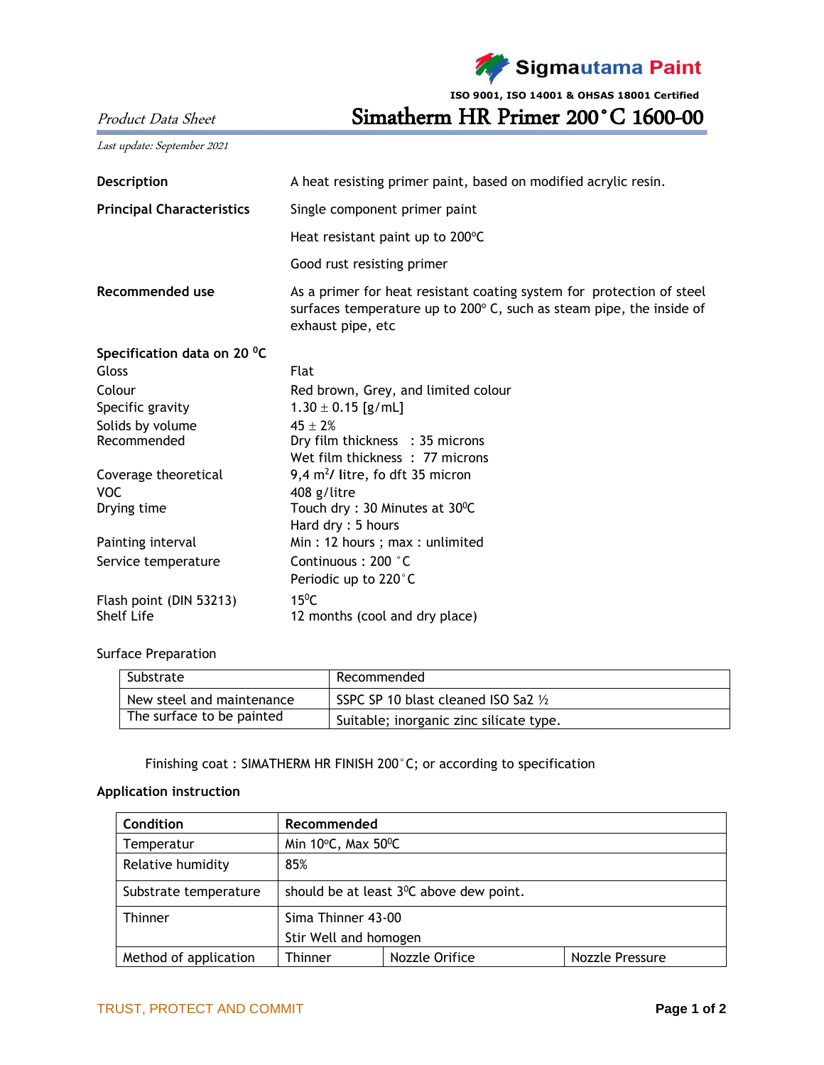Sigmautama Paint

ISO 9001, ISO 14001 & OHSAS 18001 Certified

*Product Data Sheet*

# Simatherm HR Primer 200˚C 1600-00

*Last update: September 2021*

**Description** — A heat resisting primer paint, based on modified acrylic resin.

**Principal Characteristics**
- Single component primer paint
- Heat resistant paint up to 200ºC
- Good rust resisting primer

**Recommended use** — As a primer for heat resistant coating system for protection of steel surfaces temperature up to 200º C, such as steam pipe, the inside of exhaust pipe, etc

**Specification data on 20 ºC**

| | |
|---|---|
| Gloss | Flat |
| Colour | Red brown, Grey, and limited colour |
| Specific gravity | 1.30 ± 0.15 [g/mL] |
| Solids by volume | 45 ± 2% |
| Recommended | Dry film thickness : 35 microns<br>Wet film thickness : 77 microns |
| Coverage theoretical | 9,4 $m^2$/ litre, fo dft 35 micron |
| VOC | 408 g/litre |
| Drying time | Touch dry : 30 Minutes at 30ºC<br>Hard dry : 5 hours |
| Painting interval | Min : 12 hours ; max : unlimited |
| Service temperature | Continuous : 200 ˚C<br>Periodic up to 220˚C |
| Flash point (DIN 53213) | 15ºC |
| Shelf Life | 12 months (cool and dry place) |

Surface Preparation

| Substrate | Recommended |
|---|---|
| New steel and maintenance | SSPC SP 10 blast cleaned ISO Sa2 ½ |
| The surface to be painted | Suitable; inorganic zinc silicate type. |

Finishing coat : SIMATHERM HR FINISH 200˚C; or according to specification

**Application instruction**

| **Condition** | **Recommended** | | |
|---|---|---|---|
| Temperatur | Min 10ºC, Max 50ºC | | |
| Relative humidity | 85% | | |
| Substrate temperature | should be at least 3ºC above dew point. | | |
| Thinner | Sima Thinner 43-00<br>Stir Well and homogen | | |
| Method of application | Thinner | Nozzle Orifice | Nozzle Pressure |

TRUST, PROTECT AND COMMIT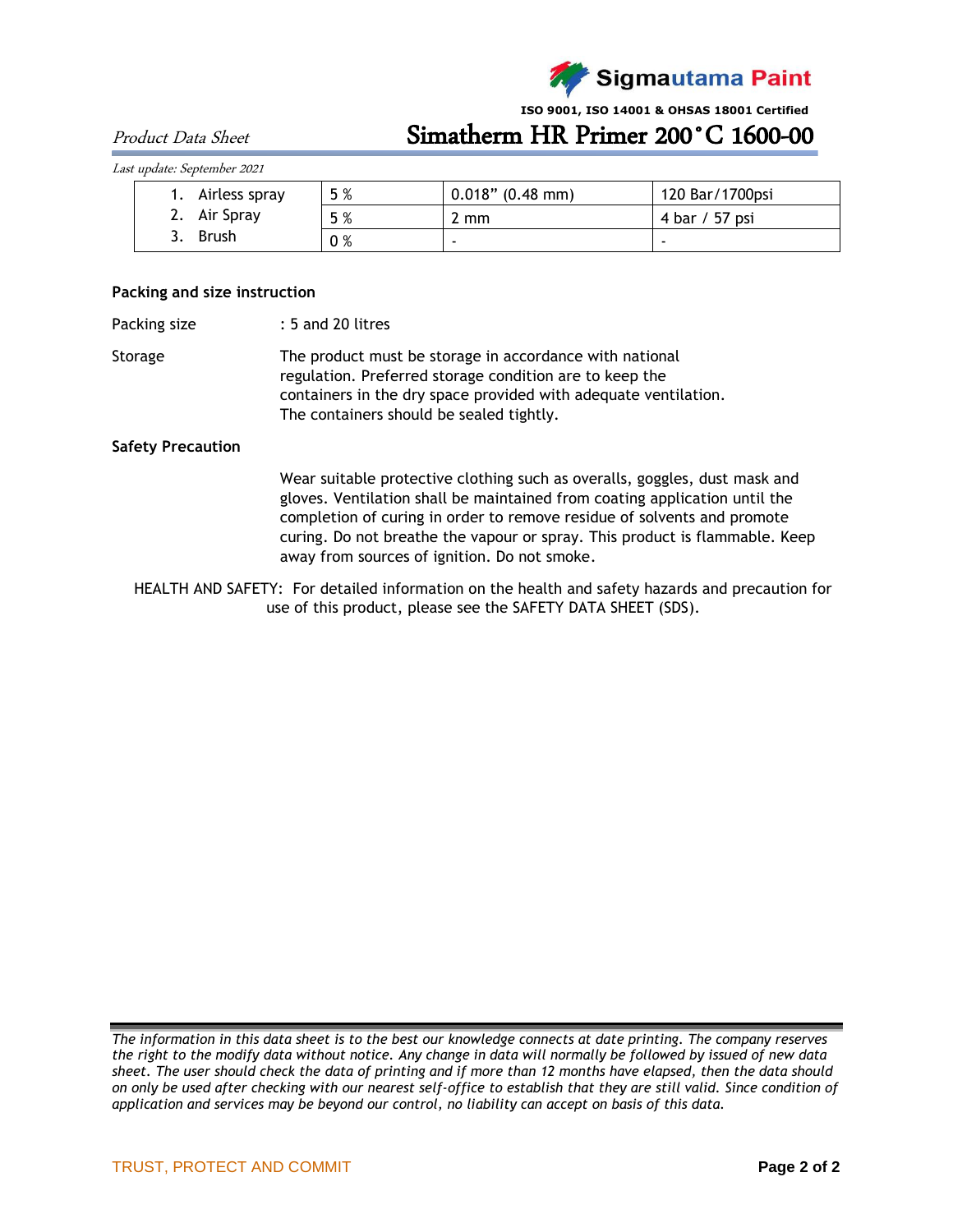Product Data Sheet

# Simatherm HR Primer 200°C 1600-00

*Last update: September 2021*

| | | | |
|---|---|---|---|
| 1. Airless spray | 5 % | 0.018" (0.48 mm) | 120 Bar/1700psi |
| 2. Air Spray | 5 % | 2 mm | 4 bar / 57 psi |
| 3. Brush | 0 % | - | - |

**Packing and size instruction**

Packing size : 5 and 20 litres

Storage: The product must be storage in accordance with national regulation. Preferred storage condition are to keep the containers in the dry space provided with adequate ventilation. The containers should be sealed tightly.

**Safety Precaution**

Wear suitable protective clothing such as overalls, goggles, dust mask and gloves. Ventilation shall be maintained from coating application until the completion of curing in order to remove residue of solvents and promote curing. Do not breathe the vapour or spray. This product is flammable. Keep away from sources of ignition. Do not smoke.

HEALTH AND SAFETY: For detailed information on the health and safety hazards and precaution for use of this product, please see the SAFETY DATA SHEET (SDS).

*The information in this data sheet is to the best our knowledge connects at date printing. The company reserves the right to the modify data without notice. Any change in data will normally be followed by issued of new data sheet. The user should check the data of printing and if more than 12 months have elapsed, then the data should on only be used after checking with our nearest self-office to establish that they are still valid. Since condition of application and services may be beyond our control, no liability can accept on basis of this data.*